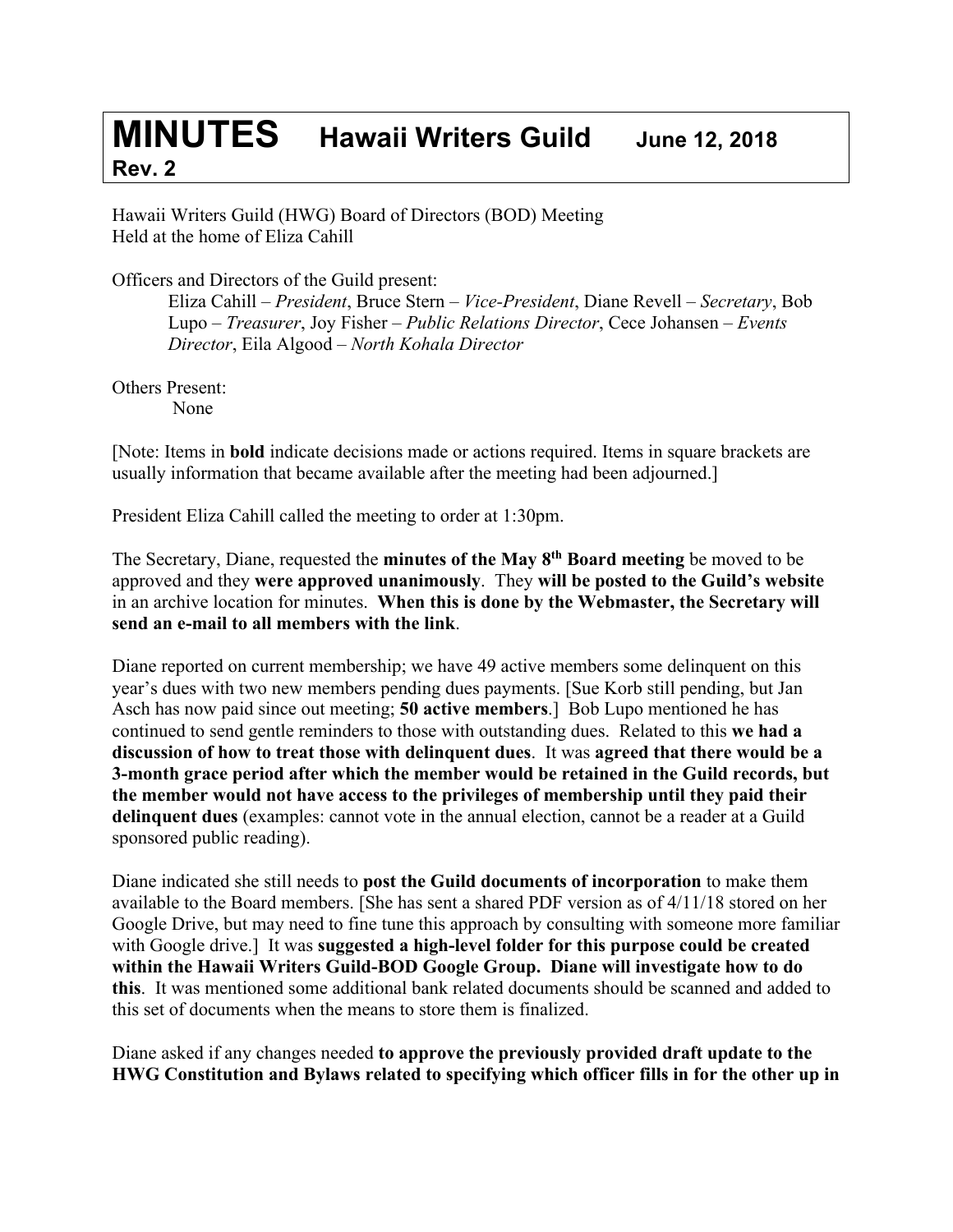# MINUTES Hawaii Writers Guild June 12, 2018

**Rev. 2**

Hawaii Writers Guild (HWG) Board of Directors (BOD) Meeting
Held at the home of Eliza Cahill

Officers and Directors of the Guild present:

> Eliza Cahill – *President*, Bruce Stern – *Vice-President*, Diane Revell – *Secretary*, Bob Lupo – *Treasurer*, Joy Fisher – *Public Relations Director*, Cece Johansen – *Events Director*, Eila Algood – *North Kohala Director*

Others Present:

> None

[Note: Items in **bold** indicate decisions made or actions required. Items in square brackets are usually information that became available after the meeting had been adjourned.]

President Eliza Cahill called the meeting to order at 1:30pm.

The Secretary, Diane, requested the **minutes of the May 8th Board meeting** be moved to be approved and they **were approved unanimously**. They **will be posted to the Guild's website** in an archive location for minutes. **When this is done by the Webmaster, the Secretary will send an e-mail to all members with the link**.

Diane reported on current membership; we have 49 active members some delinquent on this year's dues with two new members pending dues payments. [Sue Korb still pending, but Jan Asch has now paid since out meeting; **50 active members**.] Bob Lupo mentioned he has continued to send gentle reminders to those with outstanding dues. Related to this **we had a discussion of how to treat those with delinquent dues**. It was **agreed that there would be a 3-month grace period after which the member would be retained in the Guild records, but the member would not have access to the privileges of membership until they paid their delinquent dues** (examples: cannot vote in the annual election, cannot be a reader at a Guild sponsored public reading).

Diane indicated she still needs to **post the Guild documents of incorporation** to make them available to the Board members. [She has sent a shared PDF version as of 4/11/18 stored on her Google Drive, but may need to fine tune this approach by consulting with someone more familiar with Google drive.] It was **suggested a high-level folder for this purpose could be created within the Hawaii Writers Guild-BOD Google Group. Diane will investigate how to do this**. It was mentioned some additional bank related documents should be scanned and added to this set of documents when the means to store them is finalized.

Diane asked if any changes needed **to approve the previously provided draft update to the HWG Constitution and Bylaws related to specifying which officer fills in for the other up in**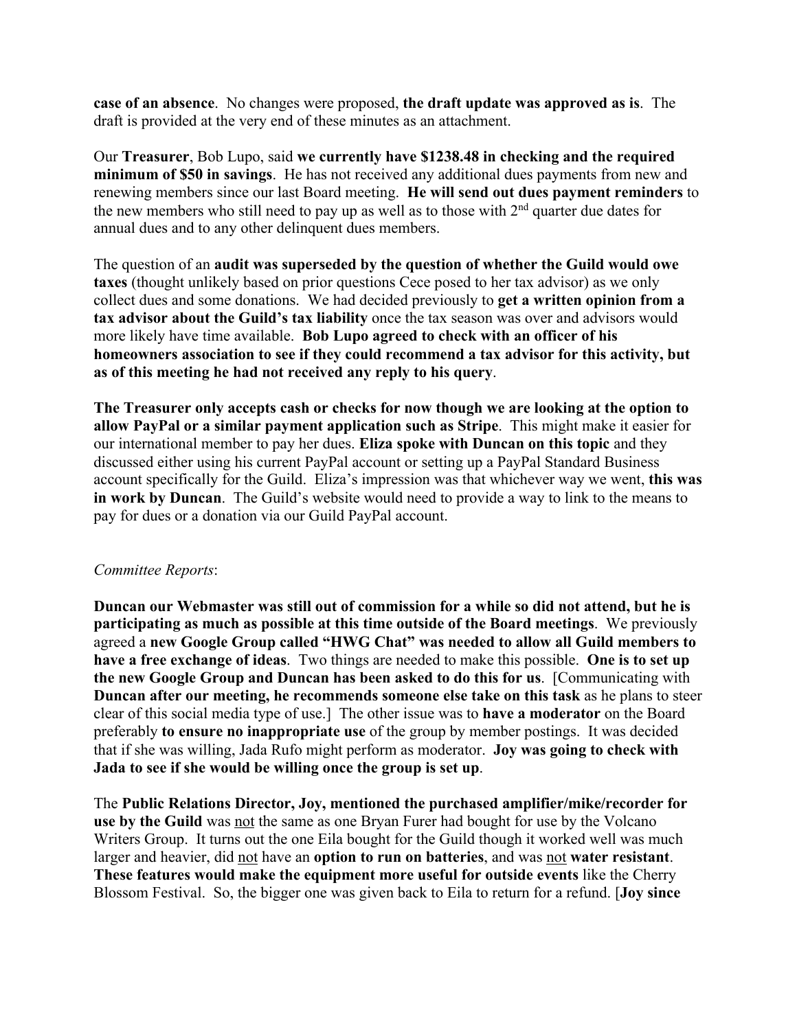**case of an absence**. No changes were proposed, **the draft update was approved as is**. The draft is provided at the very end of these minutes as an attachment.

Our **Treasurer**, Bob Lupo, said **we currently have $1238.48 in checking and the required minimum of $50 in savings**. He has not received any additional dues payments from new and renewing members since our last Board meeting. **He will send out dues payment reminders** to the new members who still need to pay up as well as to those with 2nd quarter due dates for annual dues and to any other delinquent dues members.

The question of an **audit was superseded by the question of whether the Guild would owe taxes** (thought unlikely based on prior questions Cece posed to her tax advisor) as we only collect dues and some donations. We had decided previously to **get a written opinion from a tax advisor about the Guild's tax liability** once the tax season was over and advisors would more likely have time available. **Bob Lupo agreed to check with an officer of his homeowners association to see if they could recommend a tax advisor for this activity, but as of this meeting he had not received any reply to his query**.

**The Treasurer only accepts cash or checks for now though we are looking at the option to allow PayPal or a similar payment application such as Stripe**. This might make it easier for our international member to pay her dues. **Eliza spoke with Duncan on this topic** and they discussed either using his current PayPal account or setting up a PayPal Standard Business account specifically for the Guild. Eliza's impression was that whichever way we went, **this was in work by Duncan**. The Guild's website would need to provide a way to link to the means to pay for dues or a donation via our Guild PayPal account.

*Committee Reports*:

**Duncan our Webmaster was still out of commission for a while so did not attend, but he is participating as much as possible at this time outside of the Board meetings**. We previously agreed a **new Google Group called "HWG Chat" was needed to allow all Guild members to have a free exchange of ideas**. Two things are needed to make this possible. **One is to set up the new Google Group and Duncan has been asked to do this for us**. [Communicating with **Duncan after our meeting, he recommends someone else take on this task** as he plans to steer clear of this social media type of use.] The other issue was to **have a moderator** on the Board preferably **to ensure no inappropriate use** of the group by member postings. It was decided that if she was willing, Jada Rufo might perform as moderator. **Joy was going to check with Jada to see if she would be willing once the group is set up**.

The **Public Relations Director, Joy, mentioned the purchased amplifier/mike/recorder for use by the Guild** was not the same as one Bryan Furer had bought for use by the Volcano Writers Group. It turns out the one Eila bought for the Guild though it worked well was much larger and heavier, did not have an **option to run on batteries**, and was not **water resistant**. **These features would make the equipment more useful for outside events** like the Cherry Blossom Festival. So, the bigger one was given back to Eila to return for a refund. [**Joy since**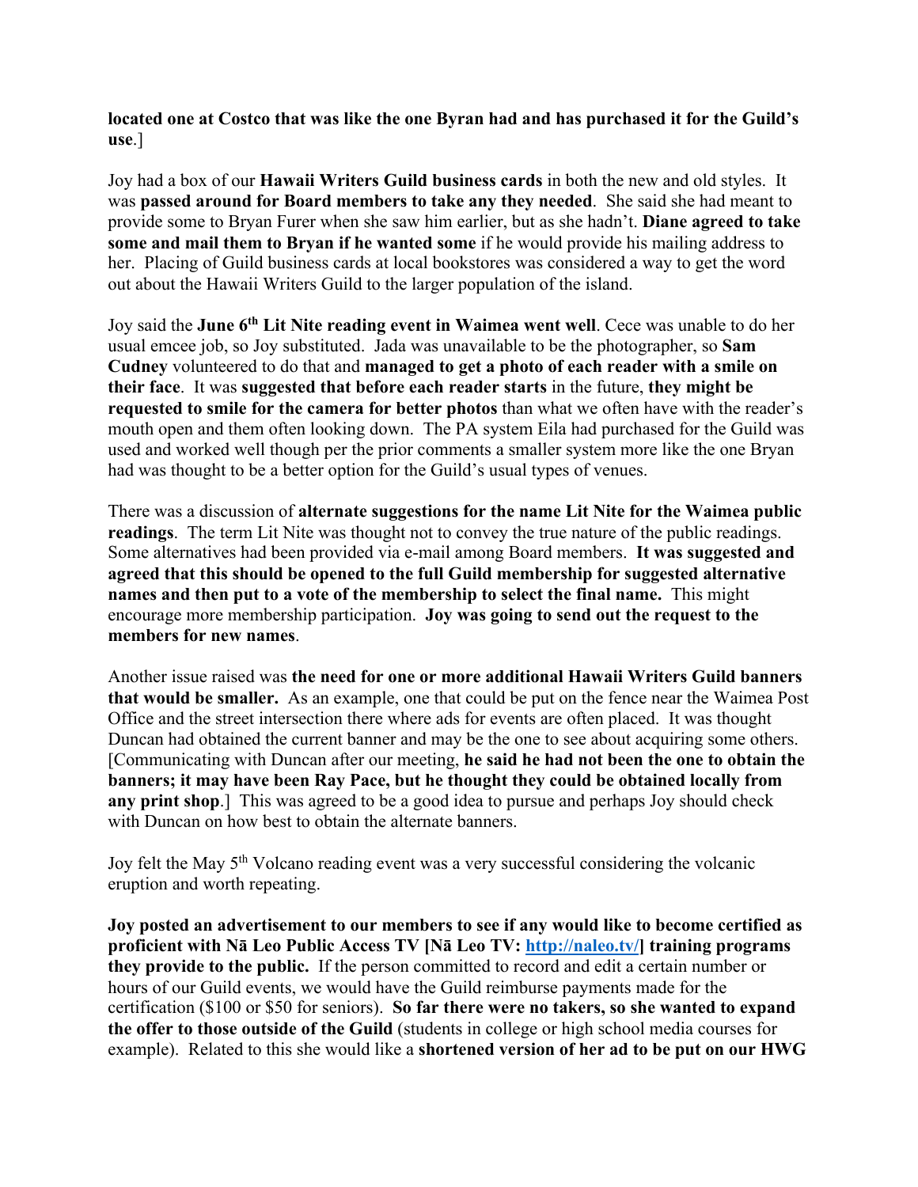**located one at Costco that was like the one Byran had and has purchased it for the Guild's use**.]

Joy had a box of our **Hawaii Writers Guild business cards** in both the new and old styles. It was **passed around for Board members to take any they needed**. She said she had meant to provide some to Bryan Furer when she saw him earlier, but as she hadn't. **Diane agreed to take some and mail them to Bryan if he wanted some** if he would provide his mailing address to her. Placing of Guild business cards at local bookstores was considered a way to get the word out about the Hawaii Writers Guild to the larger population of the island.

Joy said the **June 6th Lit Nite reading event in Waimea went well**. Cece was unable to do her usual emcee job, so Joy substituted. Jada was unavailable to be the photographer, so **Sam Cudney** volunteered to do that and **managed to get a photo of each reader with a smile on their face**. It was **suggested that before each reader starts** in the future, **they might be requested to smile for the camera for better photos** than what we often have with the reader's mouth open and them often looking down. The PA system Eila had purchased for the Guild was used and worked well though per the prior comments a smaller system more like the one Bryan had was thought to be a better option for the Guild's usual types of venues.

There was a discussion of **alternate suggestions for the name Lit Nite for the Waimea public readings**. The term Lit Nite was thought not to convey the true nature of the public readings. Some alternatives had been provided via e-mail among Board members. **It was suggested and agreed that this should be opened to the full Guild membership for suggested alternative names and then put to a vote of the membership to select the final name.** This might encourage more membership participation. **Joy was going to send out the request to the members for new names**.

Another issue raised was **the need for one or more additional Hawaii Writers Guild banners that would be smaller.** As an example, one that could be put on the fence near the Waimea Post Office and the street intersection there where ads for events are often placed. It was thought Duncan had obtained the current banner and may be the one to see about acquiring some others. [Communicating with Duncan after our meeting, **he said he had not been the one to obtain the banners; it may have been Ray Pace, but he thought they could be obtained locally from any print shop**.] This was agreed to be a good idea to pursue and perhaps Joy should check with Duncan on how best to obtain the alternate banners.

Joy felt the May 5th Volcano reading event was a very successful considering the volcanic eruption and worth repeating.

**Joy posted an advertisement to our members to see if any would like to become certified as proficient with Nā Leo Public Access TV [Nā Leo TV: [http://naleo.tv/](http://naleo.tv/)] training programs they provide to the public.** If the person committed to record and edit a certain number or hours of our Guild events, we would have the Guild reimburse payments made for the certification ($100 or $50 for seniors). **So far there were no takers, so she wanted to expand the offer to those outside of the Guild** (students in college or high school media courses for example). Related to this she would like a **shortened version of her ad to be put on our HWG**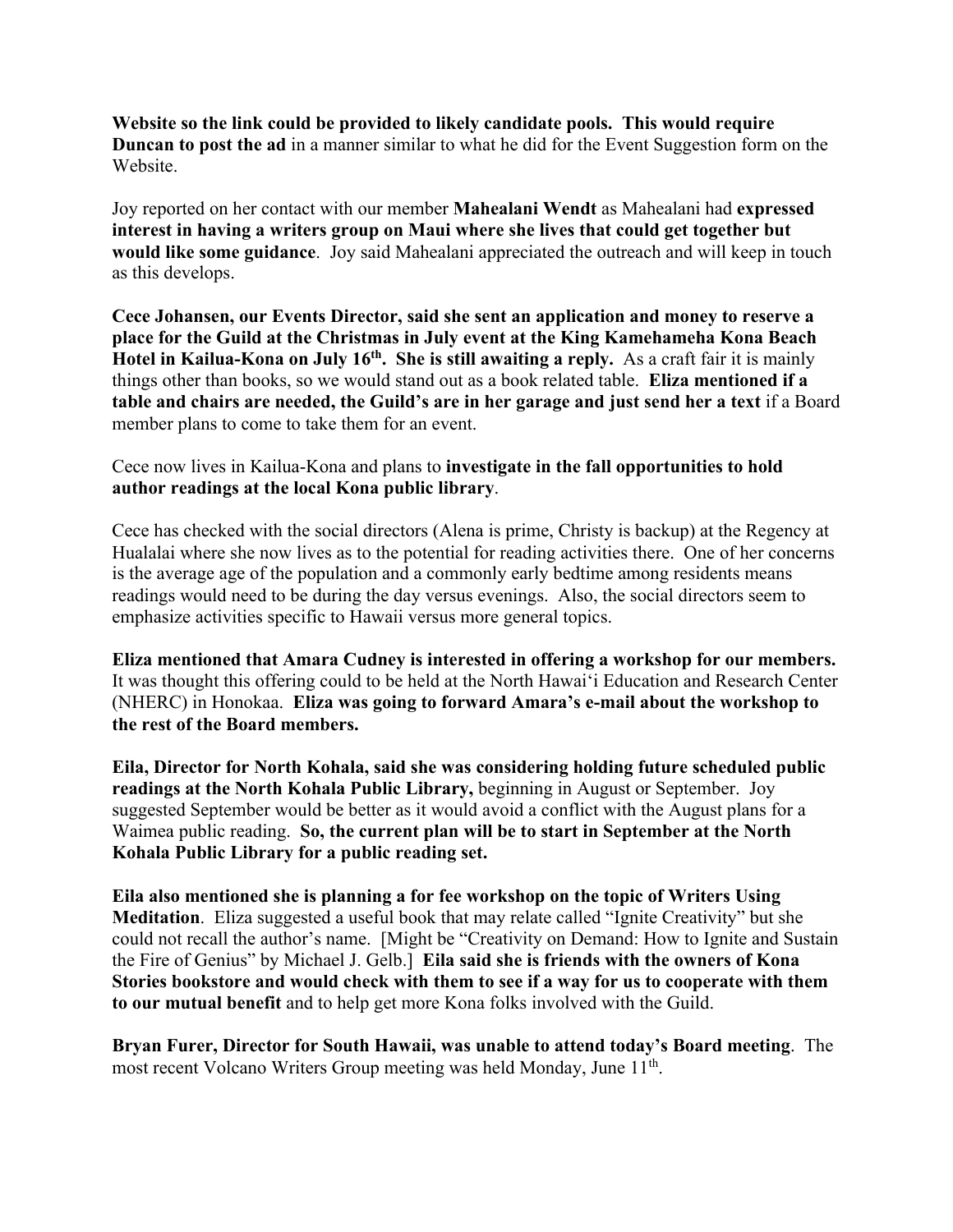**Website so the link could be provided to likely candidate pools. This would require Duncan to post the ad** in a manner similar to what he did for the Event Suggestion form on the Website.

Joy reported on her contact with our member **Mahealani Wendt** as Mahealani had **expressed interest in having a writers group on Maui where she lives that could get together but would like some guidance**. Joy said Mahealani appreciated the outreach and will keep in touch as this develops.

**Cece Johansen, our Events Director, said she sent an application and money to reserve a place for the Guild at the Christmas in July event at the King Kamehameha Kona Beach Hotel in Kailua-Kona on July 16th. She is still awaiting a reply.** As a craft fair it is mainly things other than books, so we would stand out as a book related table. **Eliza mentioned if a table and chairs are needed, the Guild's are in her garage and just send her a text** if a Board member plans to come to take them for an event.

Cece now lives in Kailua-Kona and plans to **investigate in the fall opportunities to hold author readings at the local Kona public library**.

Cece has checked with the social directors (Alena is prime, Christy is backup) at the Regency at Hualalai where she now lives as to the potential for reading activities there. One of her concerns is the average age of the population and a commonly early bedtime among residents means readings would need to be during the day versus evenings. Also, the social directors seem to emphasize activities specific to Hawaii versus more general topics.

**Eliza mentioned that Amara Cudney is interested in offering a workshop for our members.** It was thought this offering could to be held at the North Hawai'i Education and Research Center (NHERC) in Honokaa. **Eliza was going to forward Amara's e-mail about the workshop to the rest of the Board members.**

**Eila, Director for North Kohala, said she was considering holding future scheduled public readings at the North Kohala Public Library,** beginning in August or September. Joy suggested September would be better as it would avoid a conflict with the August plans for a Waimea public reading. **So, the current plan will be to start in September at the North Kohala Public Library for a public reading set.**

**Eila also mentioned she is planning a for fee workshop on the topic of Writers Using Meditation**. Eliza suggested a useful book that may relate called "Ignite Creativity" but she could not recall the author's name. [Might be "Creativity on Demand: How to Ignite and Sustain the Fire of Genius" by Michael J. Gelb.] **Eila said she is friends with the owners of Kona Stories bookstore and would check with them to see if a way for us to cooperate with them to our mutual benefit** and to help get more Kona folks involved with the Guild.

**Bryan Furer, Director for South Hawaii, was unable to attend today's Board meeting**. The most recent Volcano Writers Group meeting was held Monday, June 11th.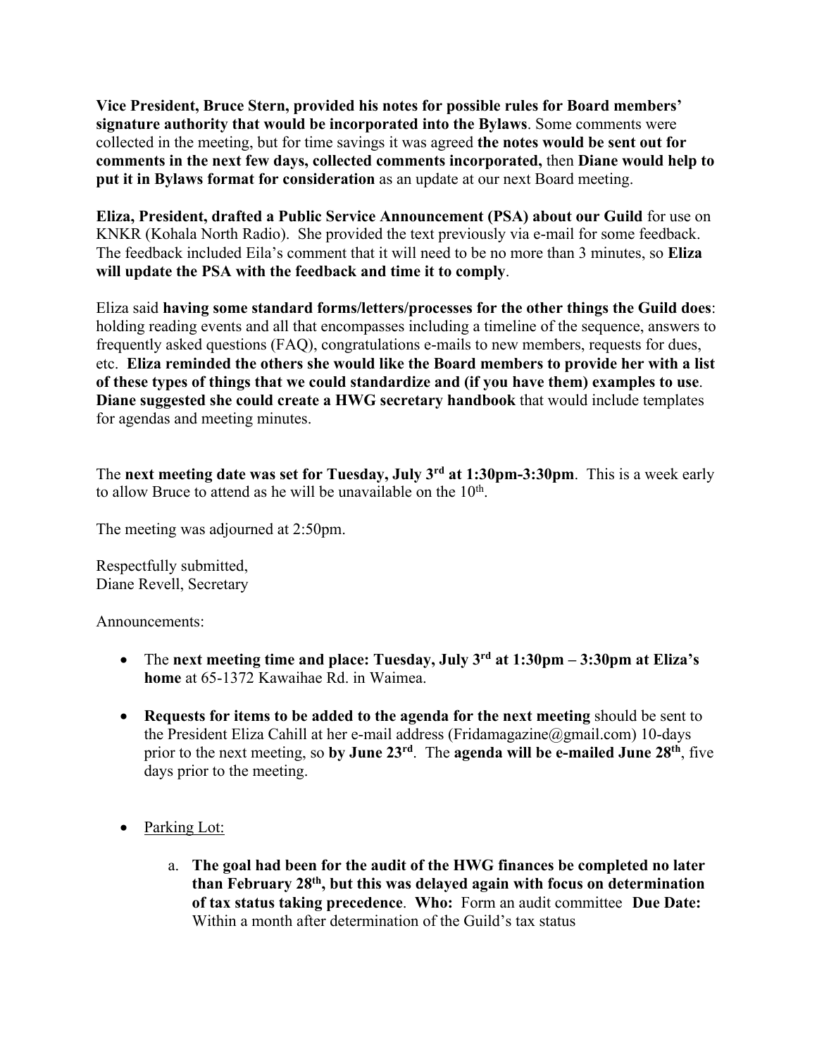**Vice President, Bruce Stern, provided his notes for possible rules for Board members' signature authority that would be incorporated into the Bylaws**. Some comments were collected in the meeting, but for time savings it was agreed **the notes would be sent out for comments in the next few days, collected comments incorporated,** then **Diane would help to put it in Bylaws format for consideration** as an update at our next Board meeting.

**Eliza, President, drafted a Public Service Announcement (PSA) about our Guild** for use on KNKR (Kohala North Radio). She provided the text previously via e-mail for some feedback. The feedback included Eila's comment that it will need to be no more than 3 minutes, so **Eliza will update the PSA with the feedback and time it to comply**.

Eliza said **having some standard forms/letters/processes for the other things the Guild does**: holding reading events and all that encompasses including a timeline of the sequence, answers to frequently asked questions (FAQ), congratulations e-mails to new members, requests for dues, etc. **Eliza reminded the others she would like the Board members to provide her with a list of these types of things that we could standardize and (if you have them) examples to use**. **Diane suggested she could create a HWG secretary handbook** that would include templates for agendas and meeting minutes.

The **next meeting date was set for Tuesday, July 3rd at 1:30pm-3:30pm**. This is a week early to allow Bruce to attend as he will be unavailable on the 10th.

The meeting was adjourned at 2:50pm.

Respectfully submitted,
Diane Revell, Secretary

Announcements:

- The **next meeting time and place: Tuesday, July 3rd at 1:30pm – 3:30pm at Eliza's home** at 65-1372 Kawaihae Rd. in Waimea.
- **Requests for items to be added to the agenda for the next meeting** should be sent to the President Eliza Cahill at her e-mail address (Fridamagazine@gmail.com) 10-days prior to the next meeting, so **by June 23rd**. The **agenda will be e-mailed June 28th**, five days prior to the meeting.
- Parking Lot:
    a. **The goal had been for the audit of the HWG finances be completed no later than February 28th, but this was delayed again with focus on determination of tax status taking precedence**. **Who:** Form an audit committee **Due Date:** Within a month after determination of the Guild's tax status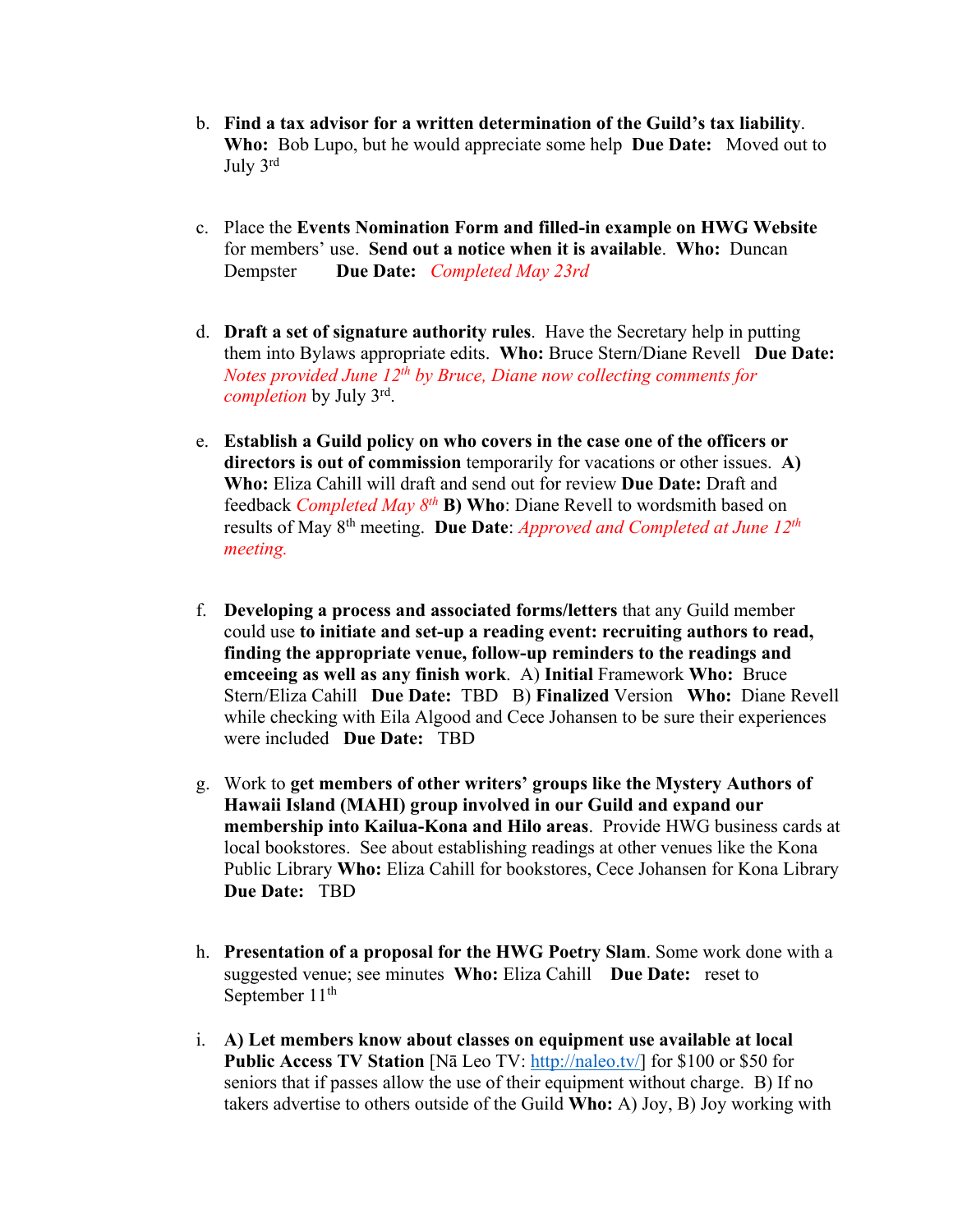b. **Find a tax advisor for a written determination of the Guild's tax liability**. **Who:** Bob Lupo, but he would appreciate some help **Due Date:** Moved out to July 3rd

c. Place the **Events Nomination Form and filled-in example on HWG Website** for members' use. **Send out a notice when it is available**. **Who:** Duncan Dempster **Due Date:** *Completed May 23rd*

d. **Draft a set of signature authority rules**. Have the Secretary help in putting them into Bylaws appropriate edits. **Who:** Bruce Stern/Diane Revell **Due Date:** *Notes provided June 12th by Bruce, Diane now collecting comments for completion* by July 3rd.

e. **Establish a Guild policy on who covers in the case one of the officers or directors is out of commission** temporarily for vacations or other issues. **A) Who:** Eliza Cahill will draft and send out for review **Due Date:** Draft and feedback *Completed May 8th* **B) Who**: Diane Revell to wordsmith based on results of May 8th meeting. **Due Date**: *Approved and Completed at June 12th meeting.*

f. **Developing a process and associated forms/letters** that any Guild member could use **to initiate and set-up a reading event: recruiting authors to read, finding the appropriate venue, follow-up reminders to the readings and emceeing as well as any finish work**. A) **Initial** Framework **Who:** Bruce Stern/Eliza Cahill **Due Date:** TBD B) **Finalized** Version **Who:** Diane Revell while checking with Eila Algood and Cece Johansen to be sure their experiences were included **Due Date:** TBD

g. Work to **get members of other writers' groups like the Mystery Authors of Hawaii Island (MAHI) group involved in our Guild and expand our membership into Kailua-Kona and Hilo areas**. Provide HWG business cards at local bookstores. See about establishing readings at other venues like the Kona Public Library **Who:** Eliza Cahill for bookstores, Cece Johansen for Kona Library **Due Date:** TBD

h. **Presentation of a proposal for the HWG Poetry Slam**. Some work done with a suggested venue; see minutes **Who:** Eliza Cahill **Due Date:** reset to September 11th

i. **A) Let members know about classes on equipment use available at local Public Access TV Station** [Nā Leo TV: http://naleo.tv/] for $100 or $50 for seniors that if passes allow the use of their equipment without charge. B) If no takers advertise to others outside of the Guild **Who:** A) Joy, B) Joy working with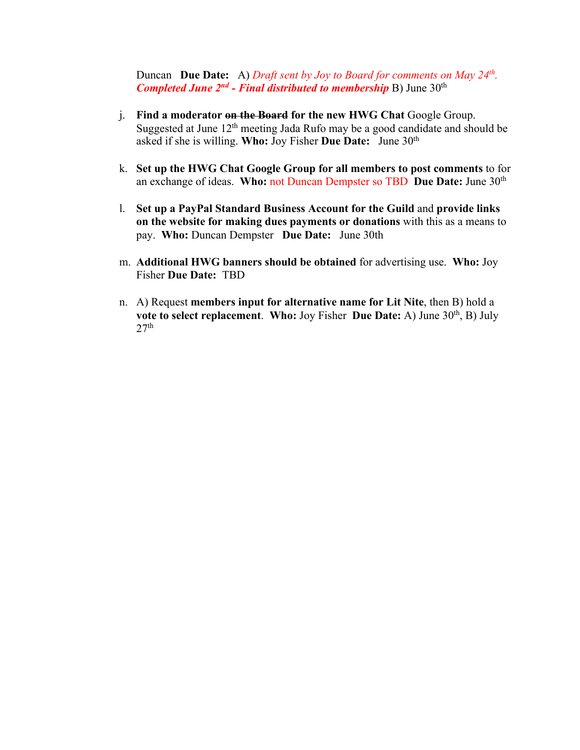Duncan **Due Date:** A) *Draft sent by Joy to Board for comments on May 24th.* ***Completed June 2nd - Final distributed to membership*** B) June 30th

j. **Find a moderator ~~on the Board~~ for the new HWG Chat** Google Group. Suggested at June 12th meeting Jada Rufo may be a good candidate and should be asked if she is willing. **Who:** Joy Fisher **Due Date:** June 30th

k. **Set up the HWG Chat Google Group for all members to post comments** to for an exchange of ideas. **Who:** not Duncan Dempster so TBD **Due Date:** June 30th

l. **Set up a PayPal Standard Business Account for the Guild** and **provide links on the website for making dues payments or donations** with this as a means to pay. **Who:** Duncan Dempster **Due Date:** June 30th

m. **Additional HWG banners should be obtained** for advertising use. **Who:** Joy Fisher **Due Date:** TBD

n. A) Request **members input for alternative name for Lit Nite**, then B) hold a **vote to select replacement**. **Who:** Joy Fisher **Due Date:** A) June 30th, B) July 27th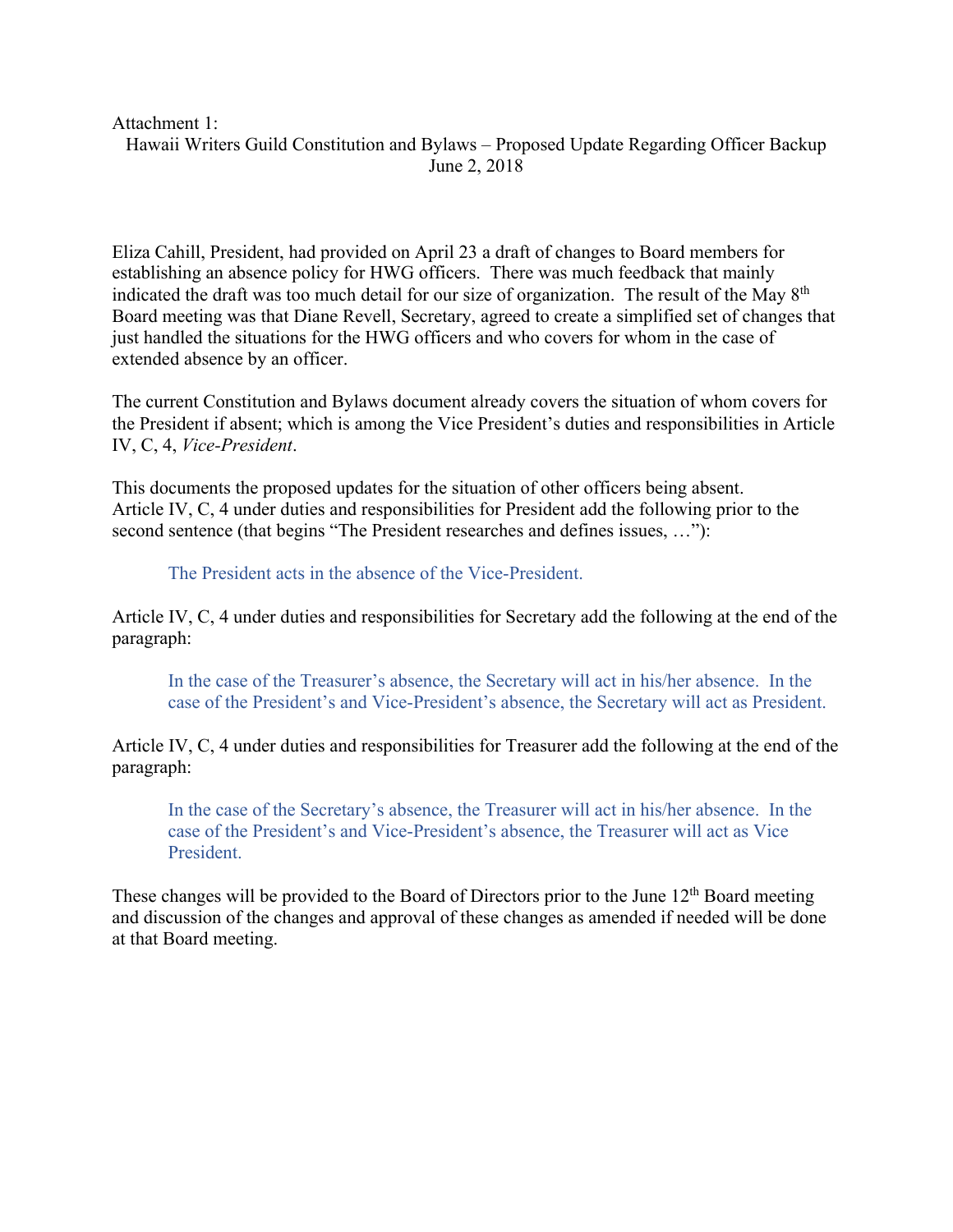Attachment 1:

Hawaii Writers Guild Constitution and Bylaws – Proposed Update Regarding Officer Backup
June 2, 2018

Eliza Cahill, President, had provided on April 23 a draft of changes to Board members for establishing an absence policy for HWG officers. There was much feedback that mainly indicated the draft was too much detail for our size of organization. The result of the May 8th Board meeting was that Diane Revell, Secretary, agreed to create a simplified set of changes that just handled the situations for the HWG officers and who covers for whom in the case of extended absence by an officer.

The current Constitution and Bylaws document already covers the situation of whom covers for the President if absent; which is among the Vice President's duties and responsibilities in Article IV, C, 4, *Vice-President*.

This documents the proposed updates for the situation of other officers being absent.
Article IV, C, 4 under duties and responsibilities for President add the following prior to the second sentence (that begins "The President researches and defines issues, …"):

> The President acts in the absence of the Vice-President.

Article IV, C, 4 under duties and responsibilities for Secretary add the following at the end of the paragraph:

> In the case of the Treasurer's absence, the Secretary will act in his/her absence. In the case of the President's and Vice-President's absence, the Secretary will act as President.

Article IV, C, 4 under duties and responsibilities for Treasurer add the following at the end of the paragraph:

> In the case of the Secretary's absence, the Treasurer will act in his/her absence. In the case of the President's and Vice-President's absence, the Treasurer will act as Vice President.

These changes will be provided to the Board of Directors prior to the June 12th Board meeting and discussion of the changes and approval of these changes as amended if needed will be done at that Board meeting.